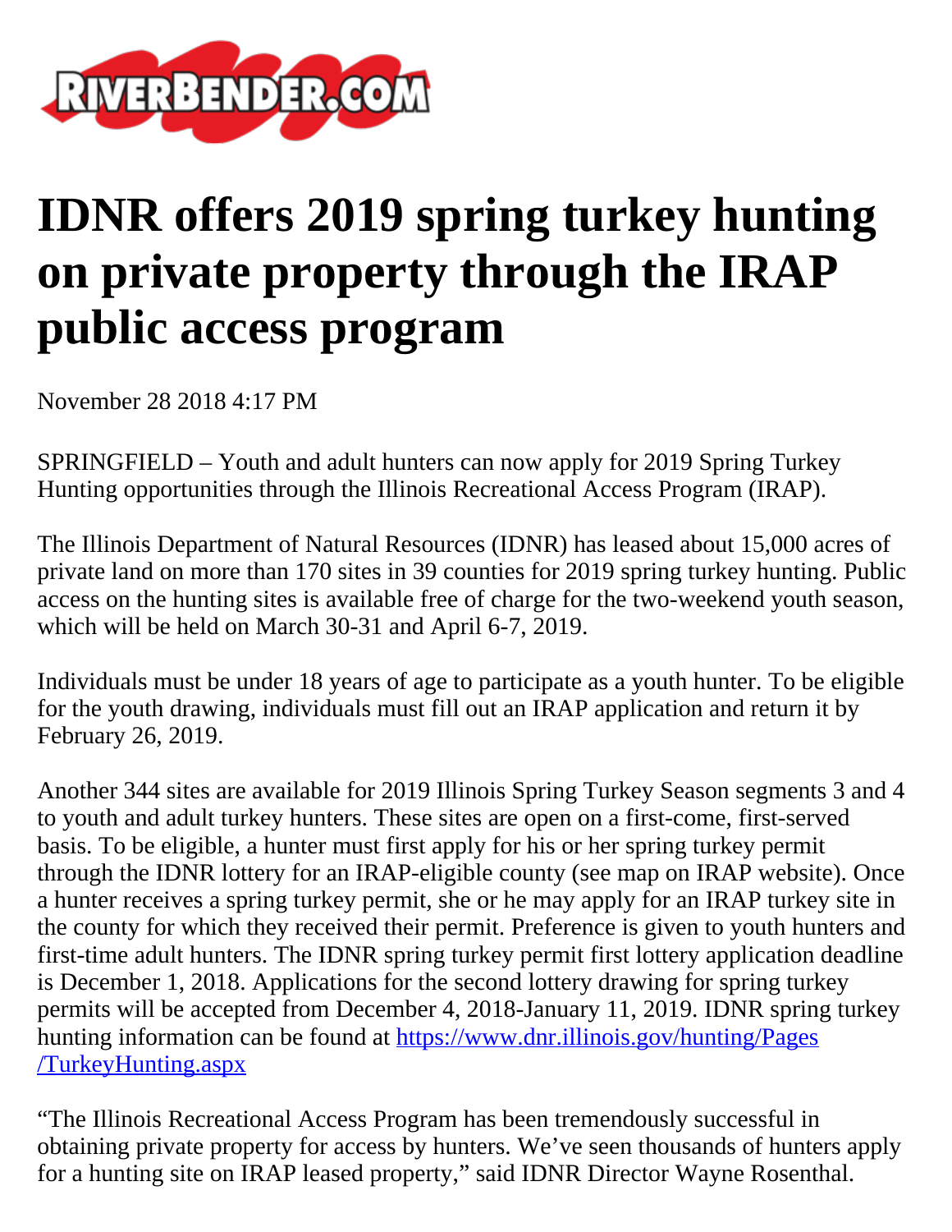RIVERBENDER.COM

# IDNR offers 2019 spring turkey hunting on private property through the IRAP public access program

November 28 2018 4:17 PM

SPRINGFIELD – Youth and adult hunters can now apply for 2019 Spring Turkey Hunting opportunities through the Illinois Recreational Access Program (IRAP).

The Illinois Department of Natural Resources (IDNR) has leased about 15,000 acres of private land on more than 170 sites in 39 counties for 2019 spring turkey hunting. Public access on the hunting sites is available free of charge for the two-weekend youth season, which will be held on March 30-31 and April 6-7, 2019.

Individuals must be under 18 years of age to participate as a youth hunter. To be eligible for the youth drawing, individuals must fill out an IRAP application and return it by February 26, 2019.

Another 344 sites are available for 2019 Illinois Spring Turkey Season segments 3 and 4 to youth and adult turkey hunters. These sites are open on a first-come, first-served basis. To be eligible, a hunter must first apply for his or her spring turkey permit through the IDNR lottery for an IRAP-eligible county (see map on IRAP website). Once a hunter receives a spring turkey permit, she or he may apply for an IRAP turkey site in the county for which they received their permit. Preference is given to youth hunters and first-time adult hunters. The IDNR spring turkey permit first lottery application deadline is December 1, 2018. Applications for the second lottery drawing for spring turkey permits will be accepted from December 4, 2018-January 11, 2019. IDNR spring turkey hunting information can be found at [https://www.dnr.illinois.gov/hunting/Pages/TurkeyHunting.aspx](https://www.dnr.illinois.gov/hunting/Pages/TurkeyHunting.aspx)

"The Illinois Recreational Access Program has been tremendously successful in obtaining private property for access by hunters. We've seen thousands of hunters apply for a hunting site on IRAP leased property," said IDNR Director Wayne Rosenthal.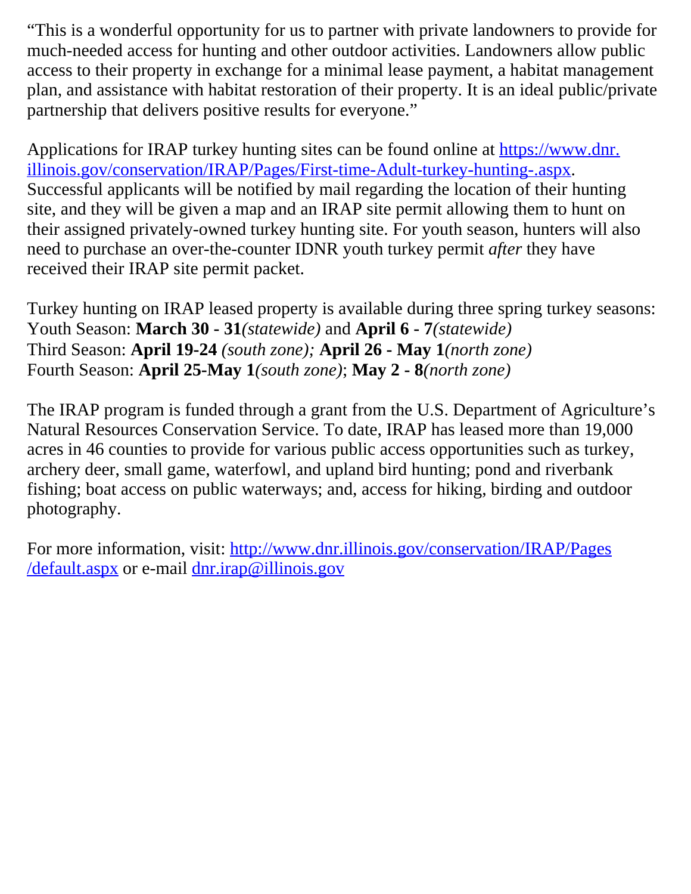"This is a wonderful opportunity for us to partner with private landowners to provide for much-needed access for hunting and other outdoor activities. Landowners allow public access to their property in exchange for a minimal lease payment, a habitat management plan, and assistance with habitat restoration of their property. It is an ideal public/private partnership that delivers positive results for everyone."

Applications for IRAP turkey hunting sites can be found online at [https://www.dnr.illinois.gov/conservation/IRAP/Pages/First-time-Adult-turkey-hunting-.aspx](https://www.dnr.illinois.gov/conservation/IRAP/Pages/First-time-Adult-turkey-hunting-.aspx). Successful applicants will be notified by mail regarding the location of their hunting site, and they will be given a map and an IRAP site permit allowing them to hunt on their assigned privately-owned turkey hunting site. For youth season, hunters will also need to purchase an over-the-counter IDNR youth turkey permit *after* they have received their IRAP site permit packet.

Turkey hunting on IRAP leased property is available during three spring turkey seasons:
Youth Season: **March 30 - 31***(statewide)* and **April 6 - 7***(statewide)*
Third Season: **April 19-24** *(south zone);* **April 26 - May 1***(north zone)*
Fourth Season: **April 25-May 1***(south zone)*; **May 2 - 8***(north zone)*

The IRAP program is funded through a grant from the U.S. Department of Agriculture's Natural Resources Conservation Service. To date, IRAP has leased more than 19,000 acres in 46 counties to provide for various public access opportunities such as turkey, archery deer, small game, waterfowl, and upland bird hunting; pond and riverbank fishing; boat access on public waterways; and, access for hiking, birding and outdoor photography.

For more information, visit: [http://www.dnr.illinois.gov/conservation/IRAP/Pages/default.aspx](http://www.dnr.illinois.gov/conservation/IRAP/Pages/default.aspx) or e-mail [dnr.irap@illinois.gov](mailto:dnr.irap@illinois.gov)